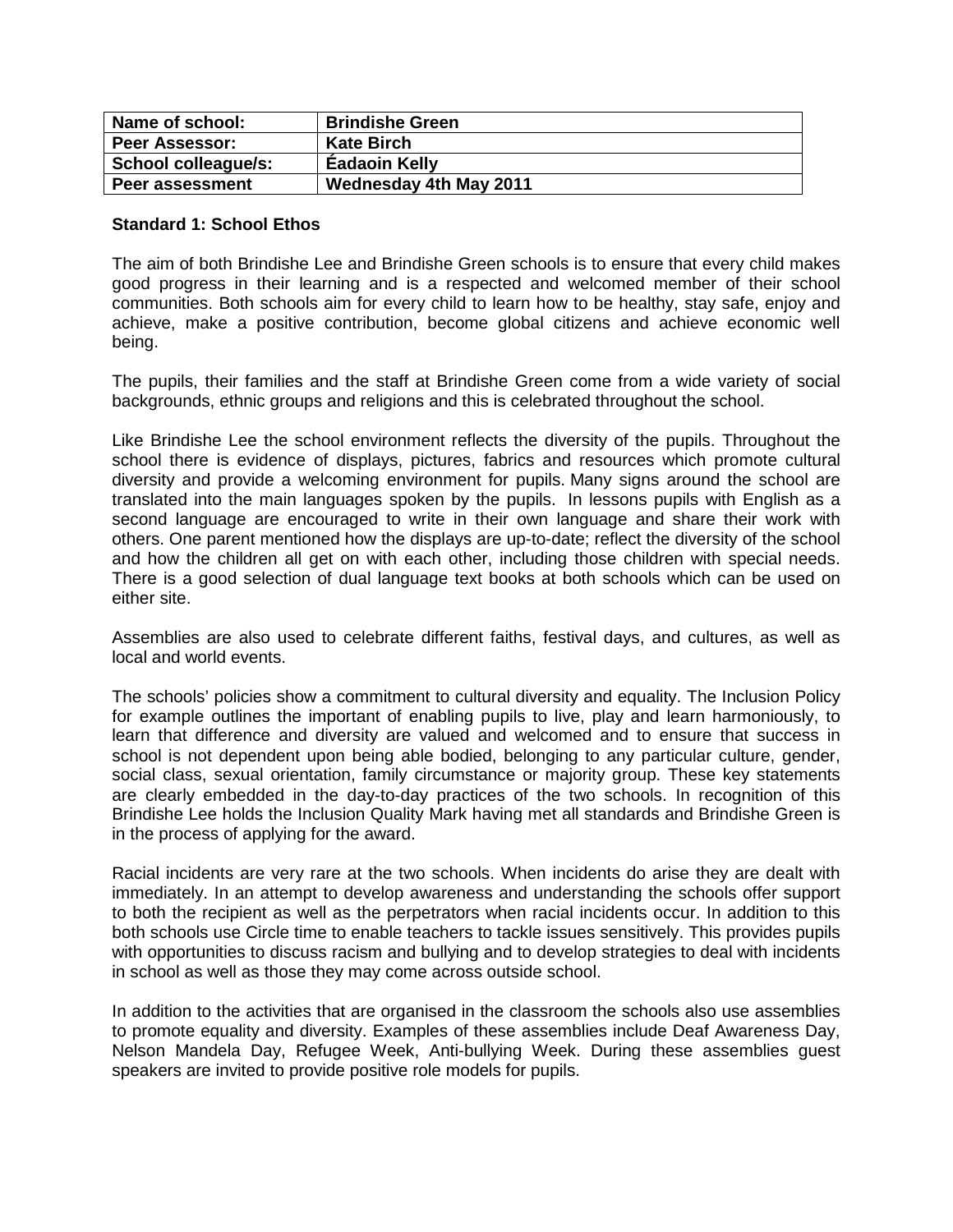| Name of school: | Brindishe Green |
| --- | --- |
| Peer Assessor: | Kate Birch |
| School colleague/s: | Éadaoin Kelly |
| Peer assessment | Wednesday 4th May 2011 |

**Standard 1: School Ethos**

The aim of both Brindishe Lee and Brindishe Green schools is to ensure that every child makes good progress in their learning and is a respected and welcomed member of their school communities. Both schools aim for every child to learn how to be healthy, stay safe, enjoy and achieve, make a positive contribution, become global citizens and achieve economic well being.

The pupils, their families and the staff at Brindishe Green come from a wide variety of social backgrounds, ethnic groups and religions and this is celebrated throughout the school.

Like Brindishe Lee the school environment reflects the diversity of the pupils. Throughout the school there is evidence of displays, pictures, fabrics and resources which promote cultural diversity and provide a welcoming environment for pupils. Many signs around the school are translated into the main languages spoken by the pupils. In lessons pupils with English as a second language are encouraged to write in their own language and share their work with others. One parent mentioned how the displays are up-to-date; reflect the diversity of the school and how the children all get on with each other, including those children with special needs. There is a good selection of dual language text books at both schools which can be used on either site.

Assemblies are also used to celebrate different faiths, festival days, and cultures, as well as local and world events.

The schools' policies show a commitment to cultural diversity and equality. The Inclusion Policy for example outlines the important of enabling pupils to live, play and learn harmoniously, to learn that difference and diversity are valued and welcomed and to ensure that success in school is not dependent upon being able bodied, belonging to any particular culture, gender, social class, sexual orientation, family circumstance or majority group. These key statements are clearly embedded in the day-to-day practices of the two schools. In recognition of this Brindishe Lee holds the Inclusion Quality Mark having met all standards and Brindishe Green is in the process of applying for the award.

Racial incidents are very rare at the two schools. When incidents do arise they are dealt with immediately. In an attempt to develop awareness and understanding the schools offer support to both the recipient as well as the perpetrators when racial incidents occur. In addition to this both schools use Circle time to enable teachers to tackle issues sensitively. This provides pupils with opportunities to discuss racism and bullying and to develop strategies to deal with incidents in school as well as those they may come across outside school.

In addition to the activities that are organised in the classroom the schools also use assemblies to promote equality and diversity. Examples of these assemblies include Deaf Awareness Day, Nelson Mandela Day, Refugee Week, Anti-bullying Week. During these assemblies guest speakers are invited to provide positive role models for pupils.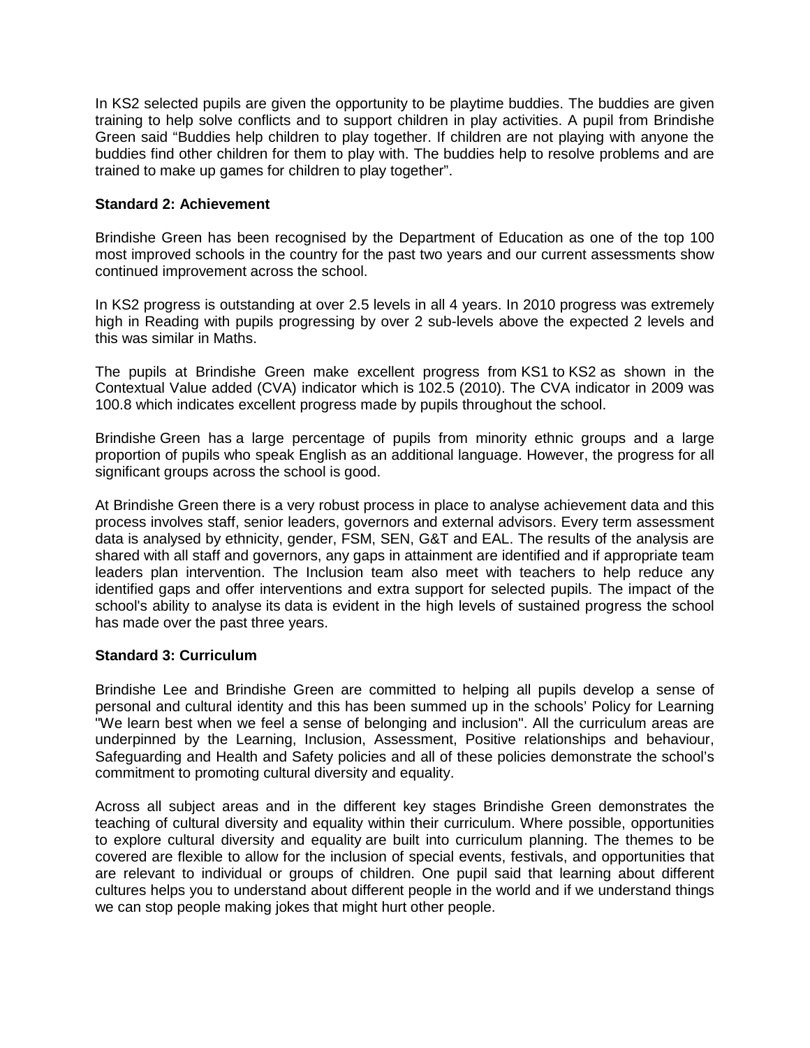In KS2 selected pupils are given the opportunity to be playtime buddies. The buddies are given training to help solve conflicts and to support children in play activities. A pupil from Brindishe Green said “Buddies help children to play together. If children are not playing with anyone the buddies find other children for them to play with. The buddies help to resolve problems and are trained to make up games for children to play together”.

**Standard 2: Achievement**

Brindishe Green has been recognised by the Department of Education as one of the top 100 most improved schools in the country for the past two years and our current assessments show continued improvement across the school.

In KS2 progress is outstanding at over 2.5 levels in all 4 years. In 2010 progress was extremely high in Reading with pupils progressing by over 2 sub-levels above the expected 2 levels and this was similar in Maths.

The pupils at Brindishe Green make excellent progress from KS1 to KS2 as shown in the Contextual Value added (CVA) indicator which is 102.5 (2010). The CVA indicator in 2009 was 100.8 which indicates excellent progress made by pupils throughout the school.

Brindishe Green has a large percentage of pupils from minority ethnic groups and a large proportion of pupils who speak English as an additional language. However, the progress for all significant groups across the school is good.

At Brindishe Green there is a very robust process in place to analyse achievement data and this process involves staff, senior leaders, governors and external advisors. Every term assessment data is analysed by ethnicity, gender, FSM, SEN, G&T and EAL. The results of the analysis are shared with all staff and governors, any gaps in attainment are identified and if appropriate team leaders plan intervention. The Inclusion team also meet with teachers to help reduce any identified gaps and offer interventions and extra support for selected pupils. The impact of the school's ability to analyse its data is evident in the high levels of sustained progress the school has made over the past three years.

**Standard 3: Curriculum**

Brindishe Lee and Brindishe Green are committed to helping all pupils develop a sense of personal and cultural identity and this has been summed up in the schools’ Policy for Learning "We learn best when we feel a sense of belonging and inclusion". All the curriculum areas are underpinned by the Learning, Inclusion, Assessment, Positive relationships and behaviour, Safeguarding and Health and Safety policies and all of these policies demonstrate the school’s commitment to promoting cultural diversity and equality.

Across all subject areas and in the different key stages Brindishe Green demonstrates the teaching of cultural diversity and equality within their curriculum. Where possible, opportunities to explore cultural diversity and equality are built into curriculum planning. The themes to be covered are flexible to allow for the inclusion of special events, festivals, and opportunities that are relevant to individual or groups of children. One pupil said that learning about different cultures helps you to understand about different people in the world and if we understand things we can stop people making jokes that might hurt other people.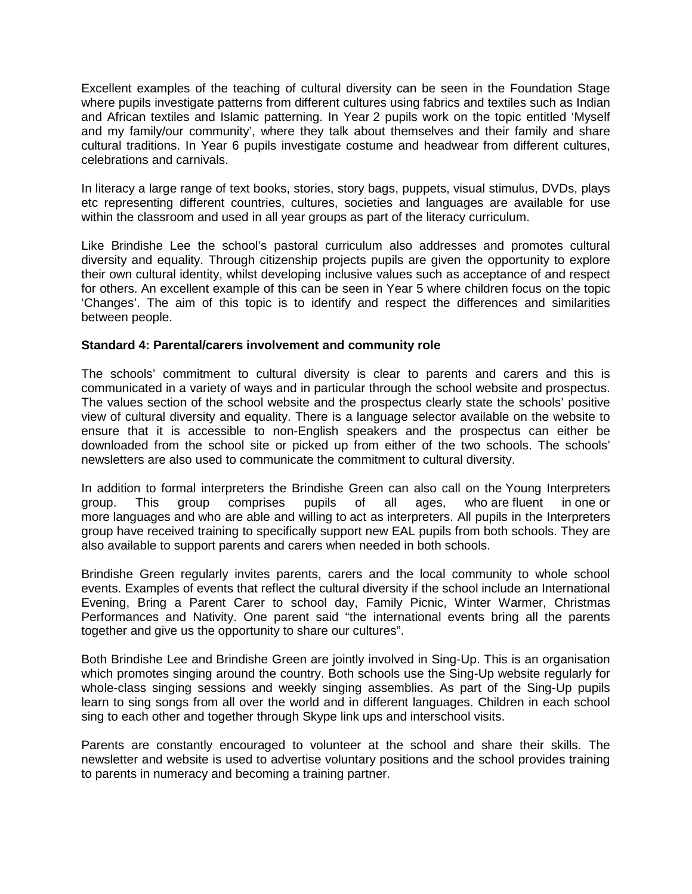Excellent examples of the teaching of cultural diversity can be seen in the Foundation Stage where pupils investigate patterns from different cultures using fabrics and textiles such as Indian and African textiles and Islamic patterning. In Year 2 pupils work on the topic entitled 'Myself and my family/our community', where they talk about themselves and their family and share cultural traditions. In Year 6 pupils investigate costume and headwear from different cultures, celebrations and carnivals.

In literacy a large range of text books, stories, story bags, puppets, visual stimulus, DVDs, plays etc representing different countries, cultures, societies and languages are available for use within the classroom and used in all year groups as part of the literacy curriculum.

Like Brindishe Lee the school's pastoral curriculum also addresses and promotes cultural diversity and equality. Through citizenship projects pupils are given the opportunity to explore their own cultural identity, whilst developing inclusive values such as acceptance of and respect for others. An excellent example of this can be seen in Year 5 where children focus on the topic 'Changes'. The aim of this topic is to identify and respect the differences and similarities between people.

**Standard 4: Parental/carers involvement and community role**

The schools' commitment to cultural diversity is clear to parents and carers and this is communicated in a variety of ways and in particular through the school website and prospectus. The values section of the school website and the prospectus clearly state the schools' positive view of cultural diversity and equality. There is a language selector available on the website to ensure that it is accessible to non-English speakers and the prospectus can either be downloaded from the school site or picked up from either of the two schools. The schools' newsletters are also used to communicate the commitment to cultural diversity.

In addition to formal interpreters the Brindishe Green can also call on the Young Interpreters group. This group comprises pupils of all ages, who are fluent in one or more languages and who are able and willing to act as interpreters. All pupils in the Interpreters group have received training to specifically support new EAL pupils from both schools. They are also available to support parents and carers when needed in both schools.

Brindishe Green regularly invites parents, carers and the local community to whole school events. Examples of events that reflect the cultural diversity if the school include an International Evening, Bring a Parent Carer to school day, Family Picnic, Winter Warmer, Christmas Performances and Nativity. One parent said "the international events bring all the parents together and give us the opportunity to share our cultures".

Both Brindishe Lee and Brindishe Green are jointly involved in Sing-Up. This is an organisation which promotes singing around the country. Both schools use the Sing-Up website regularly for whole-class singing sessions and weekly singing assemblies. As part of the Sing-Up pupils learn to sing songs from all over the world and in different languages. Children in each school sing to each other and together through Skype link ups and interschool visits.

Parents are constantly encouraged to volunteer at the school and share their skills. The newsletter and website is used to advertise voluntary positions and the school provides training to parents in numeracy and becoming a training partner.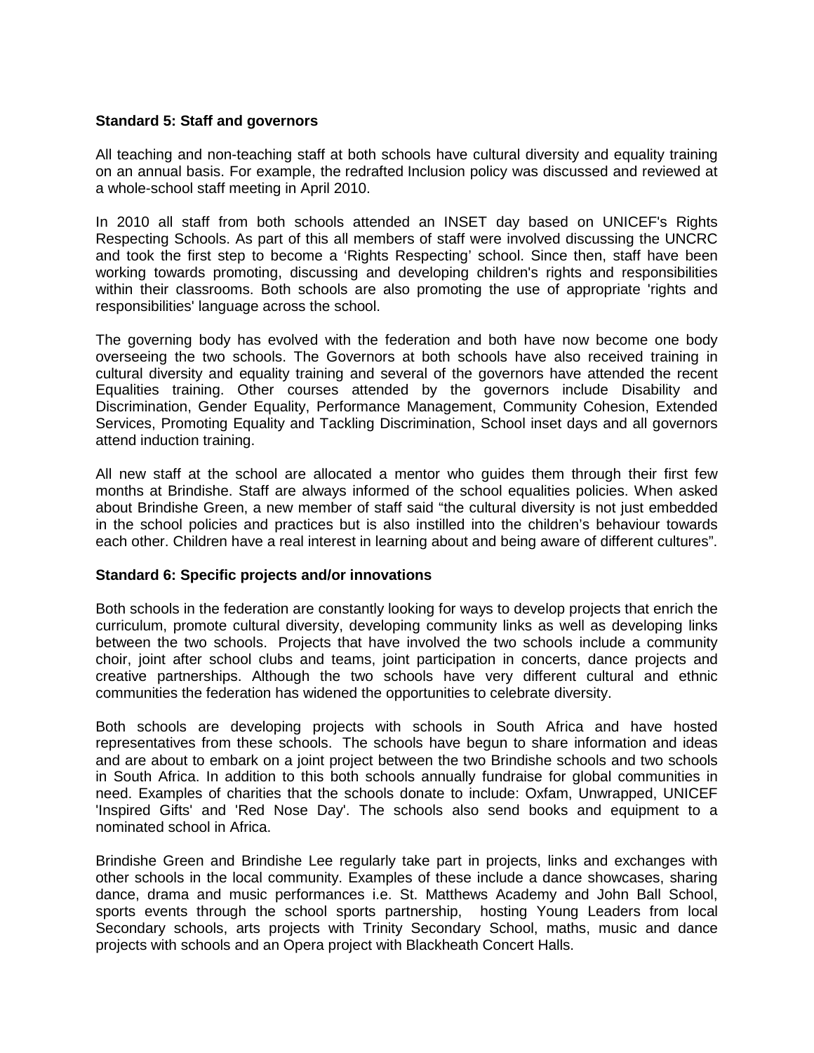**Standard 5: Staff and governors**

All teaching and non-teaching staff at both schools have cultural diversity and equality training on an annual basis. For example, the redrafted Inclusion policy was discussed and reviewed at a whole-school staff meeting in April 2010.

In 2010 all staff from both schools attended an INSET day based on UNICEF's Rights Respecting Schools. As part of this all members of staff were involved discussing the UNCRC and took the first step to become a 'Rights Respecting' school. Since then, staff have been working towards promoting, discussing and developing children's rights and responsibilities within their classrooms. Both schools are also promoting the use of appropriate 'rights and responsibilities' language across the school.

The governing body has evolved with the federation and both have now become one body overseeing the two schools. The Governors at both schools have also received training in cultural diversity and equality training and several of the governors have attended the recent Equalities training. Other courses attended by the governors include Disability and Discrimination, Gender Equality, Performance Management, Community Cohesion, Extended Services, Promoting Equality and Tackling Discrimination, School inset days and all governors attend induction training.

All new staff at the school are allocated a mentor who guides them through their first few months at Brindishe. Staff are always informed of the school equalities policies. When asked about Brindishe Green, a new member of staff said "the cultural diversity is not just embedded in the school policies and practices but is also instilled into the children's behaviour towards each other. Children have a real interest in learning about and being aware of different cultures".

**Standard 6: Specific projects and/or innovations**

Both schools in the federation are constantly looking for ways to develop projects that enrich the curriculum, promote cultural diversity, developing community links as well as developing links between the two schools. Projects that have involved the two schools include a community choir, joint after school clubs and teams, joint participation in concerts, dance projects and creative partnerships. Although the two schools have very different cultural and ethnic communities the federation has widened the opportunities to celebrate diversity.

Both schools are developing projects with schools in South Africa and have hosted representatives from these schools. The schools have begun to share information and ideas and are about to embark on a joint project between the two Brindishe schools and two schools in South Africa. In addition to this both schools annually fundraise for global communities in need. Examples of charities that the schools donate to include: Oxfam, Unwrapped, UNICEF 'Inspired Gifts' and 'Red Nose Day'. The schools also send books and equipment to a nominated school in Africa.

Brindishe Green and Brindishe Lee regularly take part in projects, links and exchanges with other schools in the local community. Examples of these include a dance showcases, sharing dance, drama and music performances i.e. St. Matthews Academy and John Ball School, sports events through the school sports partnership, hosting Young Leaders from local Secondary schools, arts projects with Trinity Secondary School, maths, music and dance projects with schools and an Opera project with Blackheath Concert Halls.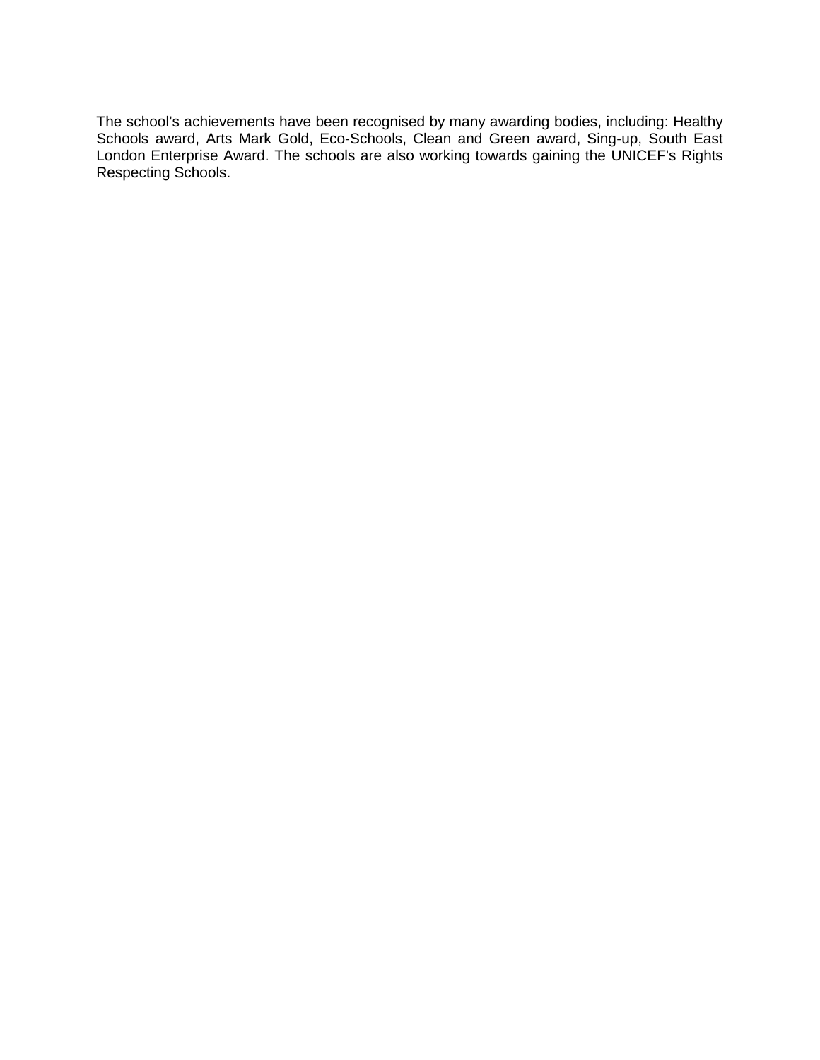The school's achievements have been recognised by many awarding bodies, including: Healthy Schools award, Arts Mark Gold, Eco-Schools, Clean and Green award, Sing-up, South East London Enterprise Award. The schools are also working towards gaining the UNICEF's Rights Respecting Schools.